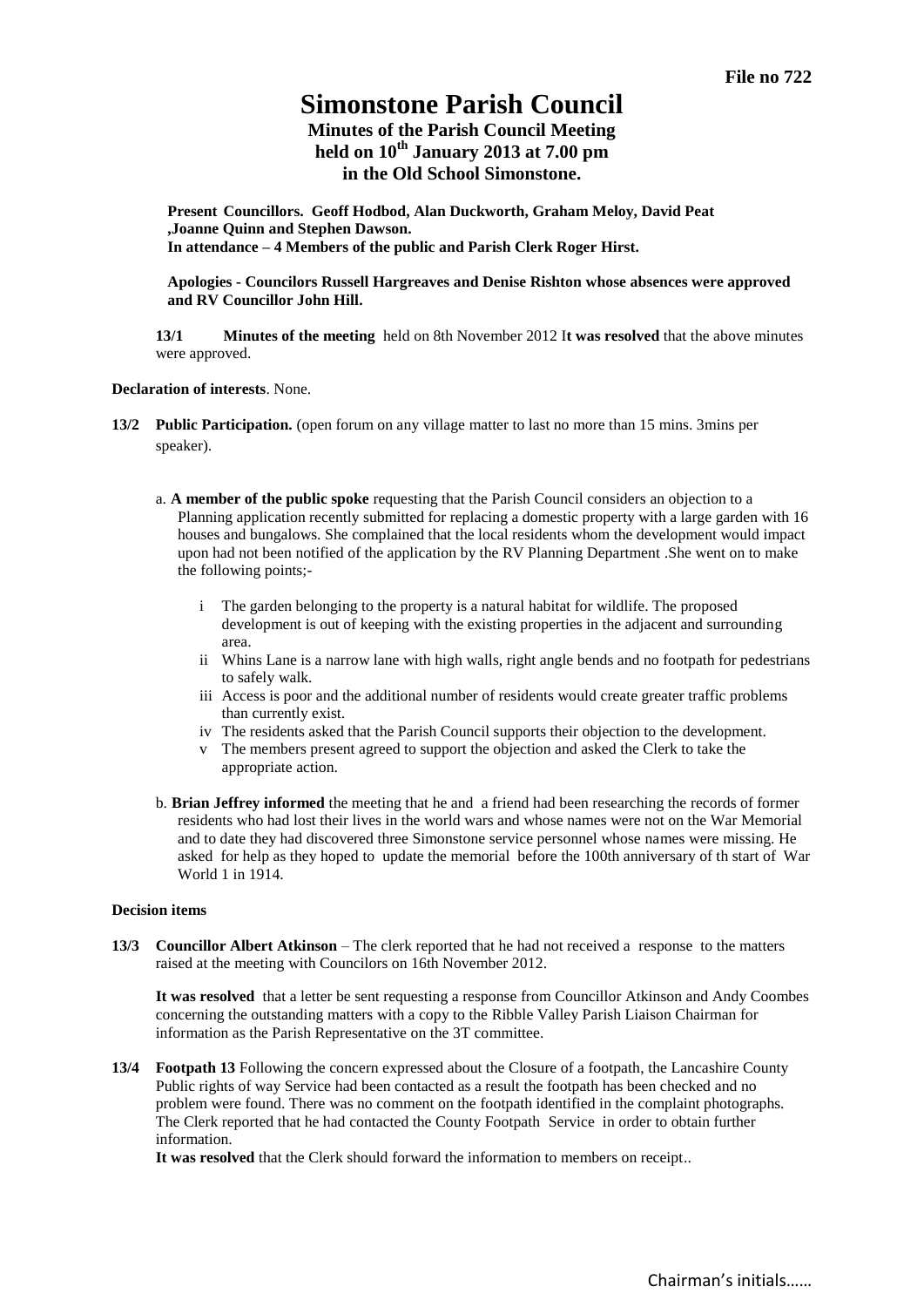**File no 722**

# Simonstone Parish Council

## Minutes of the Parish Council Meeting held on 10th January 2013 at 7.00 pm in the Old School Simonstone.

**Present Councillors. Geoff Hodbod, Alan Duckworth, Graham Meloy, David Peat ,Joanne Quinn and Stephen Dawson.**
**In attendance – 4 Members of the public and Parish Clerk Roger Hirst.**

**Apologies - Councilors Russell Hargreaves and Denise Rishton whose absences were approved and RV Councillor John Hill.**

**13/1 Minutes of the meeting** held on 8th November 2012 I**t was resolved** that the above minutes were approved.

**Declaration of interests**. None.

**13/2 Public Participation.** (open forum on any village matter to last no more than 15 mins. 3mins per speaker).

a. **A member of the public spoke** requesting that the Parish Council considers an objection to a Planning application recently submitted for replacing a domestic property with a large garden with 16 houses and bungalows. She complained that the local residents whom the development would impact upon had not been notified of the application by the RV Planning Department .She went on to make the following points;-

   i The garden belonging to the property is a natural habitat for wildlife. The proposed development is out of keeping with the existing properties in the adjacent and surrounding area.
   ii Whins Lane is a narrow lane with high walls, right angle bends and no footpath for pedestrians to safely walk.
   iii Access is poor and the additional number of residents would create greater traffic problems than currently exist.
   iv The residents asked that the Parish Council supports their objection to the development.
   v The members present agreed to support the objection and asked the Clerk to take the appropriate action.

b. **Brian Jeffrey informed** the meeting that he and a friend had been researching the records of former residents who had lost their lives in the world wars and whose names were not on the War Memorial and to date they had discovered three Simonstone service personnel whose names were missing. He asked for help as they hoped to update the memorial before the 100th anniversary of th start of War World 1 in 1914.

**Decision items**

**13/3 Councillor Albert Atkinson** – The clerk reported that he had not received a response to the matters raised at the meeting with Councilors on 16th November 2012.

**It was resolved** that a letter be sent requesting a response from Councillor Atkinson and Andy Coombes concerning the outstanding matters with a copy to the Ribble Valley Parish Liaison Chairman for information as the Parish Representative on the 3T committee.

**13/4 Footpath 13** Following the concern expressed about the Closure of a footpath, the Lancashire County Public rights of way Service had been contacted as a result the footpath has been checked and no problem were found. There was no comment on the footpath identified in the complaint photographs. The Clerk reported that he had contacted the County Footpath Service in order to obtain further information.

**It was resolved** that the Clerk should forward the information to members on receipt..

Chairman's initials……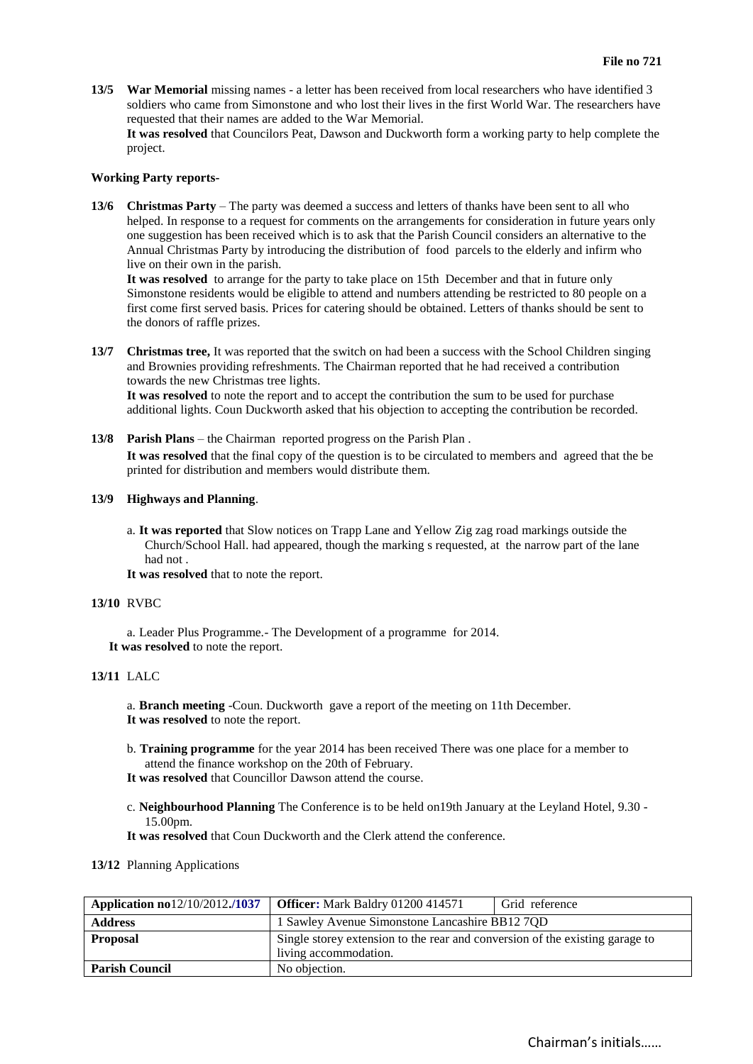**File no 721**

**13/5 War Memorial** missing names - a letter has been received from local researchers who have identified 3 soldiers who came from Simonstone and who lost their lives in the first World War. The researchers have requested that their names are added to the War Memorial.
**It was resolved** that Councilors Peat, Dawson and Duckworth form a working party to help complete the project.

**Working Party reports-**

**13/6 Christmas Party** – The party was deemed a success and letters of thanks have been sent to all who helped. In response to a request for comments on the arrangements for consideration in future years only one suggestion has been received which is to ask that the Parish Council considers an alternative to the Annual Christmas Party by introducing the distribution of food parcels to the elderly and infirm who live on their own in the parish.
**It was resolved** to arrange for the party to take place on 15th December and that in future only Simonstone residents would be eligible to attend and numbers attending be restricted to 80 people on a first come first served basis. Prices for catering should be obtained. Letters of thanks should be sent to the donors of raffle prizes.

**13/7 Christmas tree,** It was reported that the switch on had been a success with the School Children singing and Brownies providing refreshments. The Chairman reported that he had received a contribution towards the new Christmas tree lights.
**It was resolved** to note the report and to accept the contribution the sum to be used for purchase additional lights. Coun Duckworth asked that his objection to accepting the contribution be recorded.

**13/8 Parish Plans** – the Chairman reported progress on the Parish Plan .
**It was resolved** that the final copy of the question is to be circulated to members and agreed that the be printed for distribution and members would distribute them.

**13/9 Highways and Planning**.

a. **It was reported** that Slow notices on Trapp Lane and Yellow Zig zag road markings outside the Church/School Hall. had appeared, though the marking s requested, at the narrow part of the lane had not .

**It was resolved** that to note the report.

**13/10** RVBC

a. Leader Plus Programme.- The Development of a programme for 2014.
**It was resolved** to note the report.

**13/11** LALC

a. **Branch meeting** -Coun. Duckworth gave a report of the meeting on 11th December.
**It was resolved** to note the report.

b. **Training programme** for the year 2014 has been received There was one place for a member to attend the finance workshop on the 20th of February.
**It was resolved** that Councillor Dawson attend the course.

c. **Neighbourhood Planning** The Conference is to be held on19th January at the Leyland Hotel, 9.30 - 15.00pm.
**It was resolved** that Coun Duckworth and the Clerk attend the conference.

**13/12** Planning Applications

| **Application no**12/10/2012**./1037** | **Officer:** Mark Baldry 01200 414571 | Grid reference |
|---|---|---|
| **Address** | 1 Sawley Avenue Simonstone Lancashire BB12 7QD | |
| **Proposal** | Single storey extension to the rear and conversion of the existing garage to living accommodation. | |
| **Parish Council** | No objection. | |

Chairman's initials……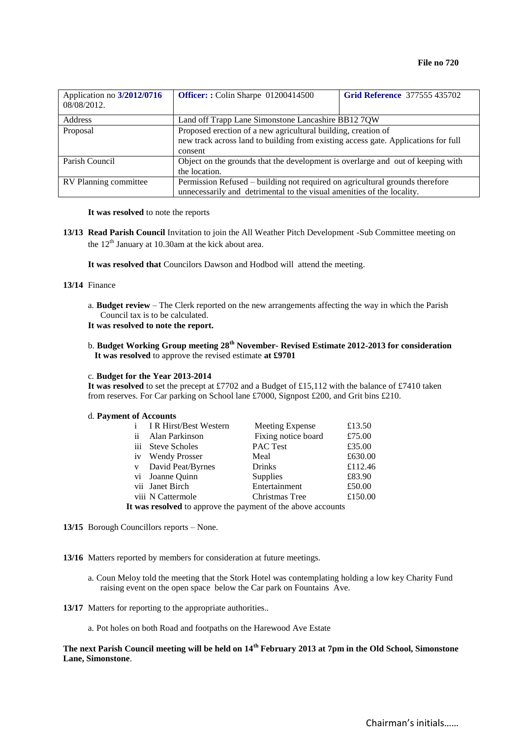**File no 720**

| Application no **3/2012/0716** 08/08/2012. | **Officer: :** Colin Sharpe 01200414500 | **Grid Reference** 377555 435702 |
|---|---|---|
| Address | Land off Trapp Lane Simonstone Lancashire BB12 7QW | |
| Proposal | Proposed erection of a new agricultural building, creation of new track across land to building from existing access gate. Applications for full consent | |
| Parish Council | Object on the grounds that the development is overlarge and out of keeping with the location. | |
| RV Planning committee | Permission Refused – building not required on agricultural grounds therefore unnecessarily and detrimental to the visual amenities of the locality. | |

**It was resolved** to note the reports

**13/13 Read Parish Council** Invitation to join the All Weather Pitch Development -Sub Committee meeting on the 12th January at 10.30am at the kick about area.

**It was resolved that** Councilors Dawson and Hodbod will attend the meeting.

**13/14** Finance

a. **Budget review** – The Clerk reported on the new arrangements affecting the way in which the Parish Council tax is to be calculated.

**It was resolved to note the report.**

b. **Budget Working Group meeting 28th November- Revised Estimate 2012-2013 for consideration**
**It was resolved** to approve the revised estimate **at £9701**

c. **Budget for the Year 2013-2014**

**It was resolved** to set the precept at £7702 and a Budget of £15,112 with the balance of £7410 taken from reserves. For Car parking on School lane £7000, Signpost £200, and Grit bins £210.

d. **Payment of Accounts**

| | | | |
|---|---|---|---|
| i | I R Hirst/Best Western | Meeting Expense | £13.50 |
| ii | Alan Parkinson | Fixing notice board | £75.00 |
| iii | Steve Scholes | PAC Test | £35.00 |
| iv | Wendy Prosser | Meal | £630.00 |
| v | David Peat/Byrnes | Drinks | £112.46 |
| vi | Joanne Quinn | Supplies | £83.90 |
| vii | Janet Birch | Entertainment | £50.00 |
| viii | N Cattermole | Christmas Tree | £150.00 |

**It was resolved** to approve the payment of the above accounts

**13/15** Borough Councillors reports – None.

**13/16** Matters reported by members for consideration at future meetings.

a. Coun Meloy told the meeting that the Stork Hotel was contemplating holding a low key Charity Fund raising event on the open space below the Car park on Fountains Ave.

**13/17** Matters for reporting to the appropriate authorities..

a. Pot holes on both Road and footpaths on the Harewood Ave Estate

**The next Parish Council meeting will be held on 14th February 2013 at 7pm in the Old School, Simonstone Lane, Simonstone**.

Chairman's initials……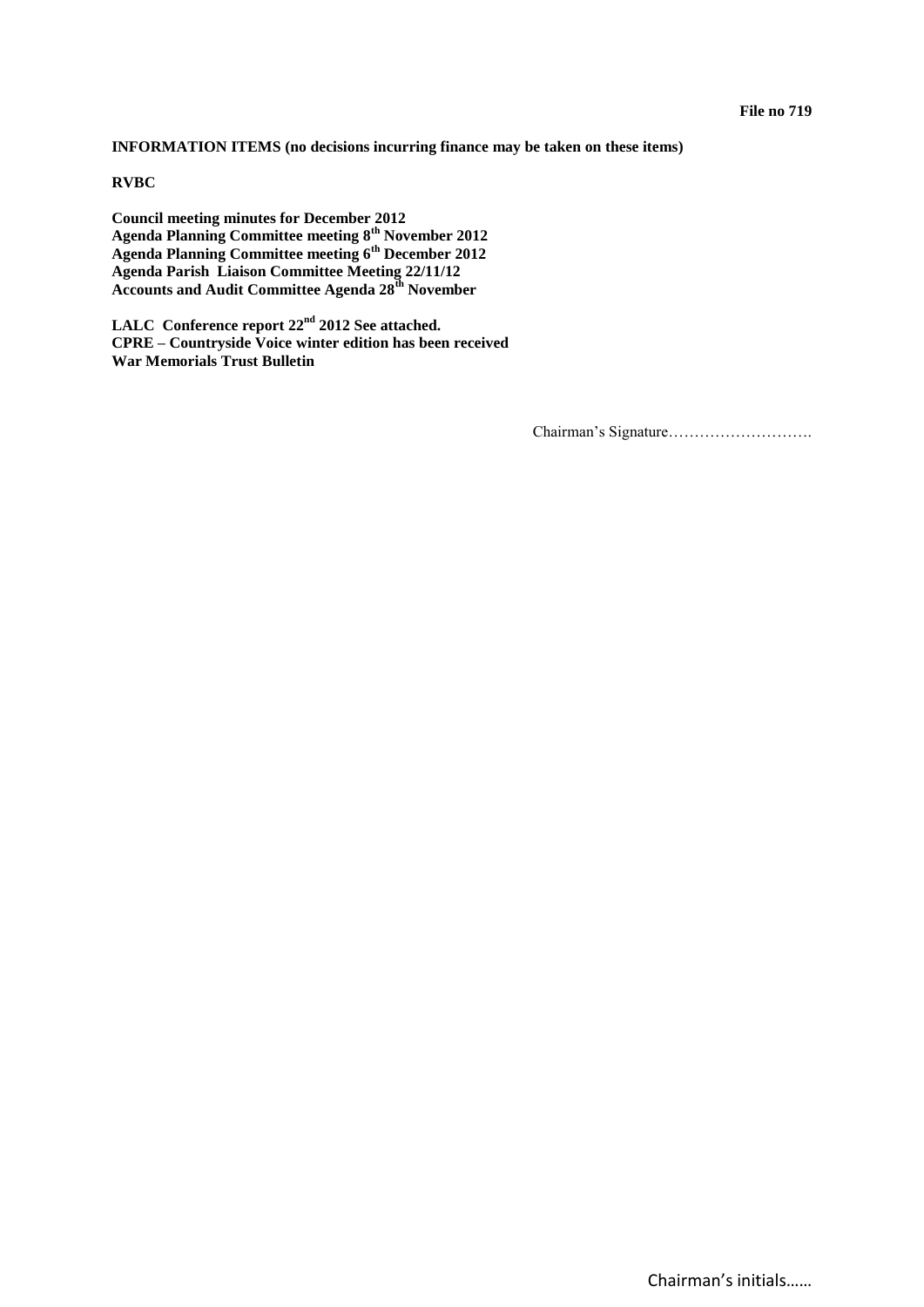**File no 719**

**INFORMATION ITEMS (no decisions incurring finance may be taken on these items)**

**RVBC**

**Council meeting minutes for December 2012**
**Agenda Planning Committee meeting 8th November 2012**
**Agenda Planning Committee meeting 6th December 2012**
**Agenda Parish Liaison Committee Meeting 22/11/12**
**Accounts and Audit Committee Agenda 28th November**

**LALC Conference report 22nd 2012 See attached.**
**CPRE – Countryside Voice winter edition has been received**
**War Memorials Trust Bulletin**

Chairman's Signature……………………….

Chairman's initials……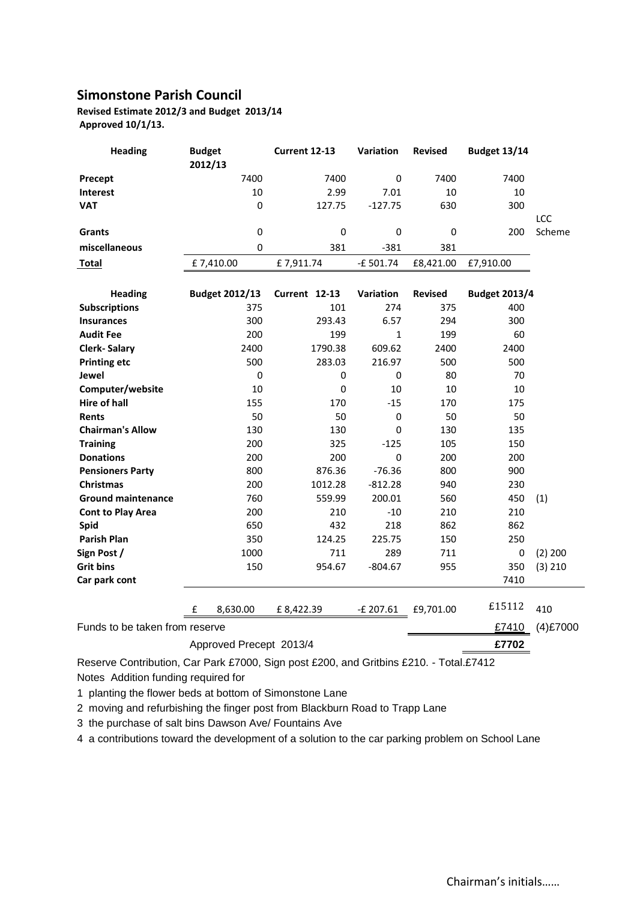# Simonstone Parish Council

**Revised Estimate 2012/3 and Budget 2013/14**
**Approved 10/1/13.**

| Heading | Budget 2012/13 | Current 12-13 | Variation | Revised | Budget 13/14 | |
|---|---|---|---|---|---|---|
| **Precept** | 7400 | 7400 | 0 | 7400 | 7400 | |
| **Interest** | 10 | 2.99 | 7.01 | 10 | 10 | |
| **VAT** | 0 | 127.75 | -127.75 | 630 | 300 | |
| **Grants** | 0 | 0 | 0 | 0 | 200 | LCC Scheme |
| **miscellaneous** | 0 | 381 | -381 | 381 | | |
| **Total** | £ 7,410.00 | £ 7,911.74 | -£ 501.74 | £8,421.00 | £7,910.00 | |

| Heading | Budget 2012/13 | Current 12-13 | Variation | Revised | Budget 2013/4 | |
|---|---|---|---|---|---|---|
| **Subscriptions** | 375 | 101 | 274 | 375 | 400 | |
| **Insurances** | 300 | 293.43 | 6.57 | 294 | 300 | |
| **Audit Fee** | 200 | 199 | 1 | 199 | 60 | |
| **Clerk- Salary** | 2400 | 1790.38 | 609.62 | 2400 | 2400 | |
| **Printing etc** | 500 | 283.03 | 216.97 | 500 | 500 | |
| **Jewel** | 0 | 0 | 0 | 80 | 70 | |
| **Computer/website** | 10 | 0 | 10 | 10 | 10 | |
| **Hire of hall** | 155 | 170 | -15 | 170 | 175 | |
| **Rents** | 50 | 50 | 0 | 50 | 50 | |
| **Chairman's Allow** | 130 | 130 | 0 | 130 | 135 | |
| **Training** | 200 | 325 | -125 | 105 | 150 | |
| **Donations** | 200 | 200 | 0 | 200 | 200 | |
| **Pensioners Party** | 800 | 876.36 | -76.36 | 800 | 900 | |
| **Christmas** | 200 | 1012.28 | -812.28 | 940 | 230 | |
| **Ground maintenance** | 760 | 559.99 | 200.01 | 560 | 450 | (1) |
| **Cont to Play Area** | 200 | 210 | -10 | 210 | 210 | |
| **Spid** | 650 | 432 | 218 | 862 | 862 | |
| **Parish Plan** | 350 | 124.25 | 225.75 | 150 | 250 | |
| **Sign Post /** | 1000 | 711 | 289 | 711 | 0 | (2) 200 |
| **Grit bins** | 150 | 954.67 | -804.67 | 955 | 350 | (3) 210 |
| **Car park cont** | | | | | 7410 | |
| | £ 8,630.00 | £ 8,422.39 | -£ 207.61 | £9,701.00 | £15112 | 410 |
| Funds to be taken from reserve | | | | | £7410 | (4)£7000 |
| Approved Precept 2013/4 | | | | | **£7702** | |

Reserve Contribution, Car Park £7000, Sign post £200, and Gritbins £210. - Total.£7412

Notes Addition funding required for

1 planting the flower beds at bottom of Simonstone Lane

2 moving and refurbishing the finger post from Blackburn Road to Trapp Lane

3 the purchase of salt bins Dawson Ave/ Fountains Ave

4 a contributions toward the development of a solution to the car parking problem on School Lane

Chairman's initials……